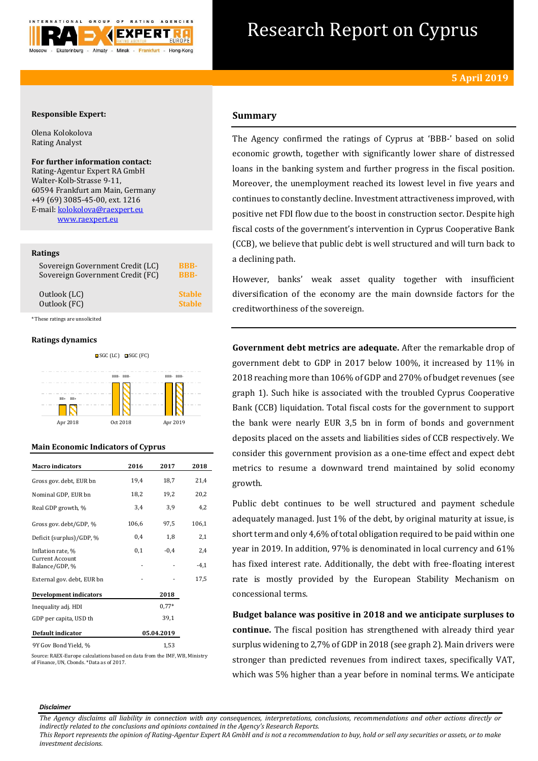# Research Report on Cyprus

**5 April 2019**

**Responsible Expert:**

Olena Kolokolova
Rating Analyst

**For further information contact:**
Rating-Agentur Expert RA GmbH
Walter-Kolb-Strasse 9-11,
60594 Frankfurt am Main, Germany
+49 (69) 3085-45-00, ext. 1216
E-mail: kolokolova@raexpert.eu
www.raexpert.eu

**Ratings**

| | |
|---|---|
| Sovereign Government Credit (LC) | BBB- |
| Sovereign Government Credit (FC) | BBB- |
| Outlook (LC) | Stable |
| Outlook (FC) | Stable |

*These ratings are unsolicited

**Ratings dynamics**

SGC (LC) / SGC (FC): Apr 2018 — BB+ / BB+; Oct 2018 — BBB- / BBB-; Apr 2019 — BBB- / BBB-

**Main Economic Indicators of Cyprus**

| Macro indicators | 2016 | 2017 | 2018 |
|---|---|---|---|
| Gross gov. debt, EUR bn | 19,4 | 18,7 | 21,4 |
| Nominal GDP, EUR bn | 18,2 | 19,2 | 20,2 |
| Real GDP growth, % | 3,4 | 3,9 | 4,2 |
| Gross gov. debt/GDP, % | 106,6 | 97,5 | 106,1 |
| Deficit (surplus)/GDP, % | 0,4 | 1,8 | 2,1 |
| Inflation rate, % | 0,1 | -0,4 | 2,4 |
| Current Account Balance/GDP, % | - | - | -4,1 |
| External gov. debt, EUR bn | - | - | 17,5 |

| Development indicators | 2018 |
|---|---|
| Inequality adj. HDI | 0,77* |
| GDP per capita, USD th | 39,1 |

| Default indicator | 05.04.2019 |
|---|---|
| 9Y Gov Bond Yield, % | 1,53 |

Source: RAEX-Europe calculations based on data from the IMF, WB, Ministry of Finance, UN, Cbonds. *Data as of 2017.

## Summary

The Agency confirmed the ratings of Cyprus at 'BBB-' based on solid economic growth, together with significantly lower share of distressed loans in the banking system and further progress in the fiscal position. Moreover, the unemployment reached its lowest level in five years and continues to constantly decline. Investment attractiveness improved, with positive net FDI flow due to the boost in construction sector. Despite high fiscal costs of the government's intervention in Cyprus Cooperative Bank (CCB), we believe that public debt is well structured and will turn back to a declining path.

However, banks' weak asset quality together with insufficient diversification of the economy are the main downside factors for the creditworthiness of the sovereign.

**Government debt metrics are adequate.** After the remarkable drop of government debt to GDP in 2017 below 100%, it increased by 11% in 2018 reaching more than 106% of GDP and 270% of budget revenues (see graph 1). Such hike is associated with the troubled Cyprus Cooperative Bank (CCB) liquidation. Total fiscal costs for the government to support the bank were nearly EUR 3,5 bn in form of bonds and government deposits placed on the assets and liabilities sides of CCB respectively. We consider this government provision as a one-time effect and expect debt metrics to resume a downward trend maintained by solid economy growth.

Public debt continues to be well structured and payment schedule adequately managed. Just 1% of the debt, by original maturity at issue, is short term and only 4,6% of total obligation required to be paid within one year in 2019. In addition, 97% is denominated in local currency and 61% has fixed interest rate. Additionally, the debt with free-floating interest rate is mostly provided by the European Stability Mechanism on concessional terms.

**Budget balance was positive in 2018 and we anticipate surpluses to continue.** The fiscal position has strengthened with already third year surplus widening to 2,7% of GDP in 2018 (see graph 2). Main drivers were stronger than predicted revenues from indirect taxes, specifically VAT, which was 5% higher than a year before in nominal terms. We anticipate

***Disclaimer***

*The Agency disclaims all liability in connection with any consequences, interpretations, conclusions, recommendations and other actions directly or indirectly related to the conclusions and opinions contained in the Agency's Research Reports.*
*This Report represents the opinion of Rating-Agentur Expert RA GmbH and is not a recommendation to buy, hold or sell any securities or assets, or to make investment decisions.*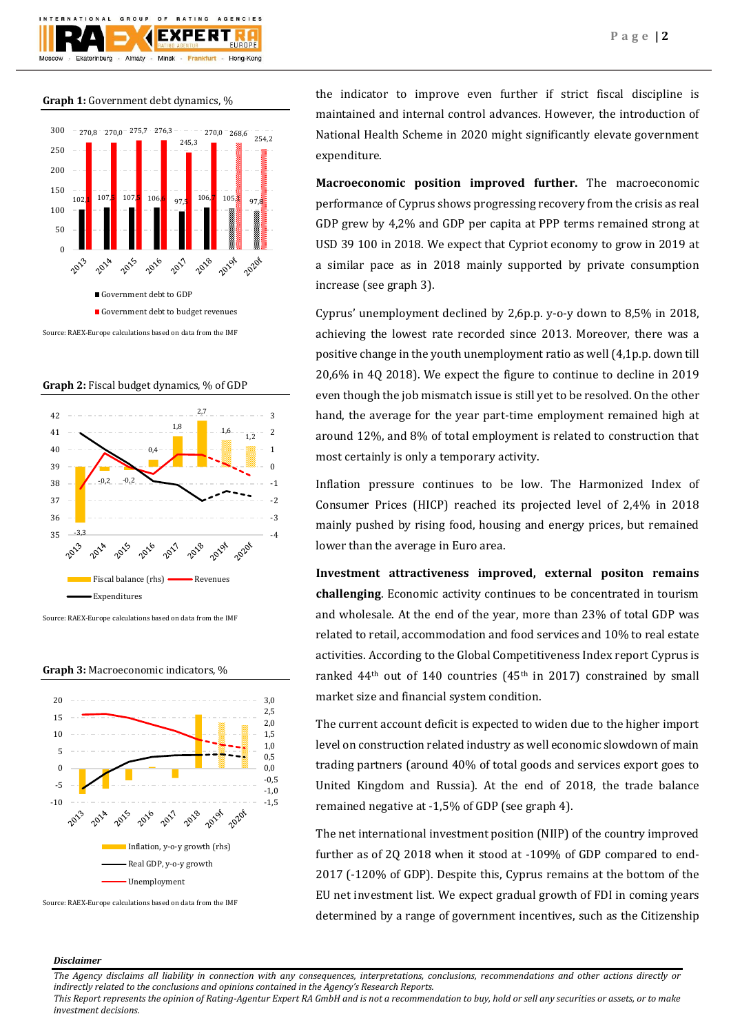**Graph 1:** Government debt dynamics, %

| | 2013 | 2014 | 2015 | 2016 | 2017 | 2018 | 2019f | 2020f |
|---|---|---|---|---|---|---|---|---|
| Government debt to GDP | 102,1 | 107,5 | 107,5 | 106,6 | 97,5 | 106,7 | 105,1 | 97,8 |
| Government debt to budget revenues | 270,8 | 270,0 | 275,7 | 276,3 | 245,3 | 270,0 | 268,6 | 254,2 |

Source: RAEX-Europe calculations based on data from the IMF

**Graph 2:** Fiscal budget dynamics, % of GDP

| | 2013 | 2014 | 2015 | 2016 | 2017 | 2018 | 2019f | 2020f |
|---|---|---|---|---|---|---|---|---|
| Fiscal balance (rhs) | -3,3 | -0,2 | -0,2 | 0,4 | 1,8 | 2,7 | 1,6 | 1,2 |

Fiscal balance (rhs), Revenues, Expenditures

Source: RAEX-Europe calculations based on data from the IMF

**Graph 3:** Macroeconomic indicators, %

Inflation, y-o-y growth (rhs), Real GDP, y-o-y growth, Unemployment

Source: RAEX-Europe calculations based on data from the IMF

the indicator to improve even further if strict fiscal discipline is maintained and internal control advances. However, the introduction of National Health Scheme in 2020 might significantly elevate government expenditure.

**Macroeconomic position improved further.** The macroeconomic performance of Cyprus shows progressing recovery from the crisis as real GDP grew by 4,2% and GDP per capita at PPP terms remained strong at USD 39 100 in 2018. We expect that Cypriot economy to grow in 2019 at a similar pace as in 2018 mainly supported by private consumption increase (see graph 3).

Cyprus' unemployment declined by 2,6p.p. y-o-y down to 8,5% in 2018, achieving the lowest rate recorded since 2013. Moreover, there was a positive change in the youth unemployment ratio as well (4,1p.p. down till 20,6% in 4Q 2018). We expect the figure to continue to decline in 2019 even though the job mismatch issue is still yet to be resolved. On the other hand, the average for the year part-time employment remained high at around 12%, and 8% of total employment is related to construction that most certainly is only a temporary activity.

Inflation pressure continues to be low. The Harmonized Index of Consumer Prices (HICP) reached its projected level of 2,4% in 2018 mainly pushed by rising food, housing and energy prices, but remained lower than the average in Euro area.

**Investment attractiveness improved, external positon remains challenging**. Economic activity continues to be concentrated in tourism and wholesale. At the end of the year, more than 23% of total GDP was related to retail, accommodation and food services and 10% to real estate activities. According to the Global Competitiveness Index report Cyprus is ranked 44th out of 140 countries (45th in 2017) constrained by small market size and financial system condition.

The current account deficit is expected to widen due to the higher import level on construction related industry as well economic slowdown of main trading partners (around 40% of total goods and services export goes to United Kingdom and Russia). At the end of 2018, the trade balance remained negative at -1,5% of GDP (see graph 4).

The net international investment position (NIIP) of the country improved further as of 2Q 2018 when it stood at -109% of GDP compared to end-2017 (-120% of GDP). Despite this, Cyprus remains at the bottom of the EU net investment list. We expect gradual growth of FDI in coming years determined by a range of government incentives, such as the Citizenship

***Disclaimer***

*The Agency disclaims all liability in connection with any consequences, interpretations, conclusions, recommendations and other actions directly or indirectly related to the conclusions and opinions contained in the Agency's Research Reports.*
*This Report represents the opinion of Rating-Agentur Expert RA GmbH and is not a recommendation to buy, hold or sell any securities or assets, or to make investment decisions.*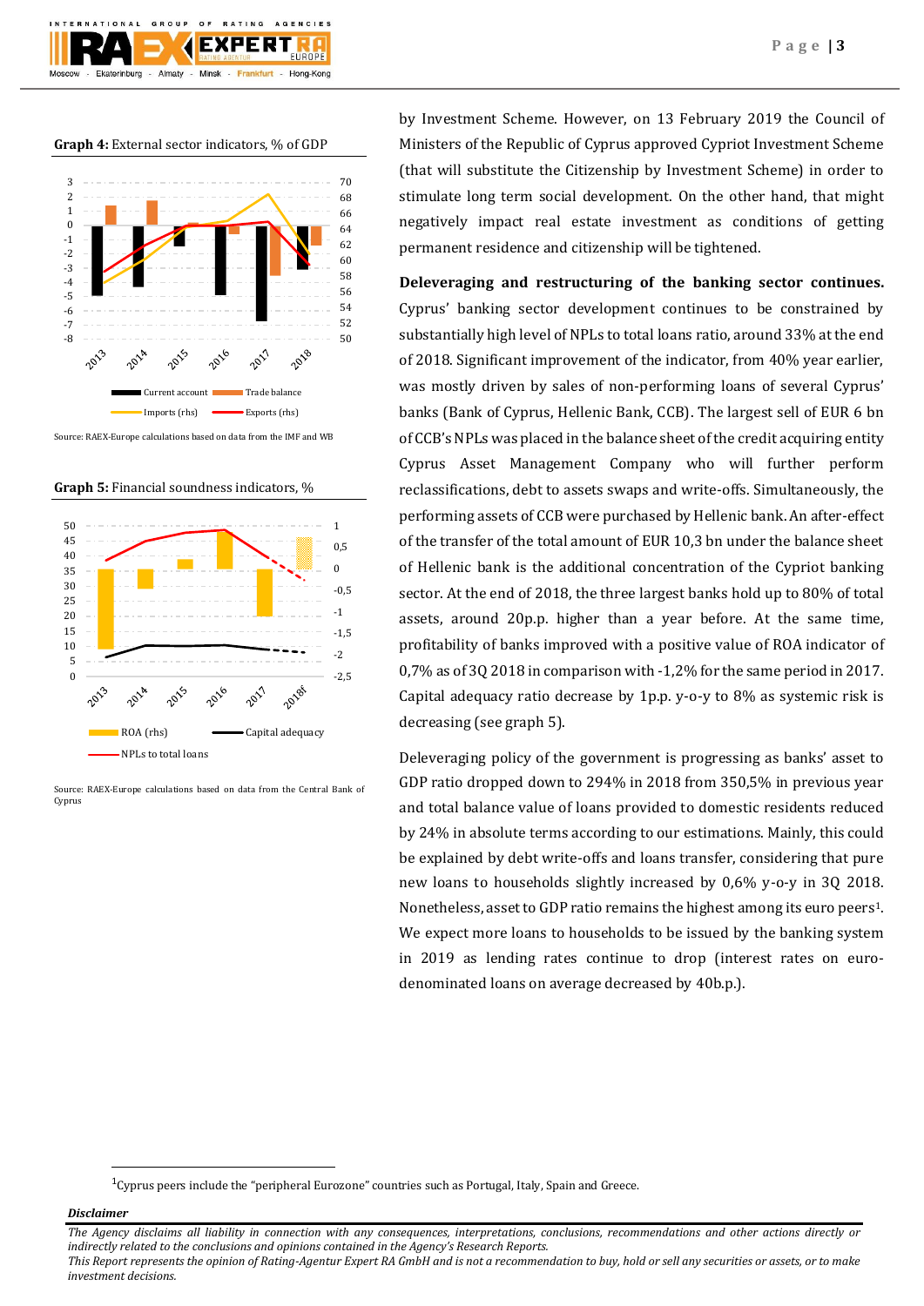**Graph 4:** External sector indicators, % of GDP

Source: RAEX-Europe calculations based on data from the IMF and WB

**Graph 5:** Financial soundness indicators, %

Source: RAEX-Europe calculations based on data from the Central Bank of Cyprus

by Investment Scheme. However, on 13 February 2019 the Council of Ministers of the Republic of Cyprus approved Cypriot Investment Scheme (that will substitute the Citizenship by Investment Scheme) in order to stimulate long term social development. On the other hand, that might negatively impact real estate investment as conditions of getting permanent residence and citizenship will be tightened.

**Deleveraging and restructuring of the banking sector continues.** Cyprus' banking sector development continues to be constrained by substantially high level of NPLs to total loans ratio, around 33% at the end of 2018. Significant improvement of the indicator, from 40% year earlier, was mostly driven by sales of non-performing loans of several Cyprus' banks (Bank of Cyprus, Hellenic Bank, CCB). The largest sell of EUR 6 bn of CCB's NPLs was placed in the balance sheet of the credit acquiring entity Cyprus Asset Management Company who will further perform reclassifications, debt to assets swaps and write-offs. Simultaneously, the performing assets of CCB were purchased by Hellenic bank. An after-effect of the transfer of the total amount of EUR 10,3 bn under the balance sheet of Hellenic bank is the additional concentration of the Cypriot banking sector. At the end of 2018, the three largest banks hold up to 80% of total assets, around 20p.p. higher than a year before. At the same time, profitability of banks improved with a positive value of ROA indicator of 0,7% as of 3Q 2018 in comparison with -1,2% for the same period in 2017. Capital adequacy ratio decrease by 1p.p. y-o-y to 8% as systemic risk is decreasing (see graph 5).

Deleveraging policy of the government is progressing as banks' asset to GDP ratio dropped down to 294% in 2018 from 350,5% in previous year and total balance value of loans provided to domestic residents reduced by 24% in absolute terms according to our estimations. Mainly, this could be explained by debt write-offs and loans transfer, considering that pure new loans to households slightly increased by 0,6% y-o-y in 3Q 2018. Nonetheless, asset to GDP ratio remains the highest among its euro peers[1]. We expect more loans to households to be issued by the banking system in 2019 as lending rates continue to drop (interest rates on euro-denominated loans on average decreased by 40b.p.).

[1] Cyprus peers include the "peripheral Eurozone" countries such as Portugal, Italy, Spain and Greece.

***Disclaimer***

*The Agency disclaims all liability in connection with any consequences, interpretations, conclusions, recommendations and other actions directly or indirectly related to the conclusions and opinions contained in the Agency's Research Reports.*
*This Report represents the opinion of Rating-Agentur Expert RA GmbH and is not a recommendation to buy, hold or sell any securities or assets, or to make investment decisions.*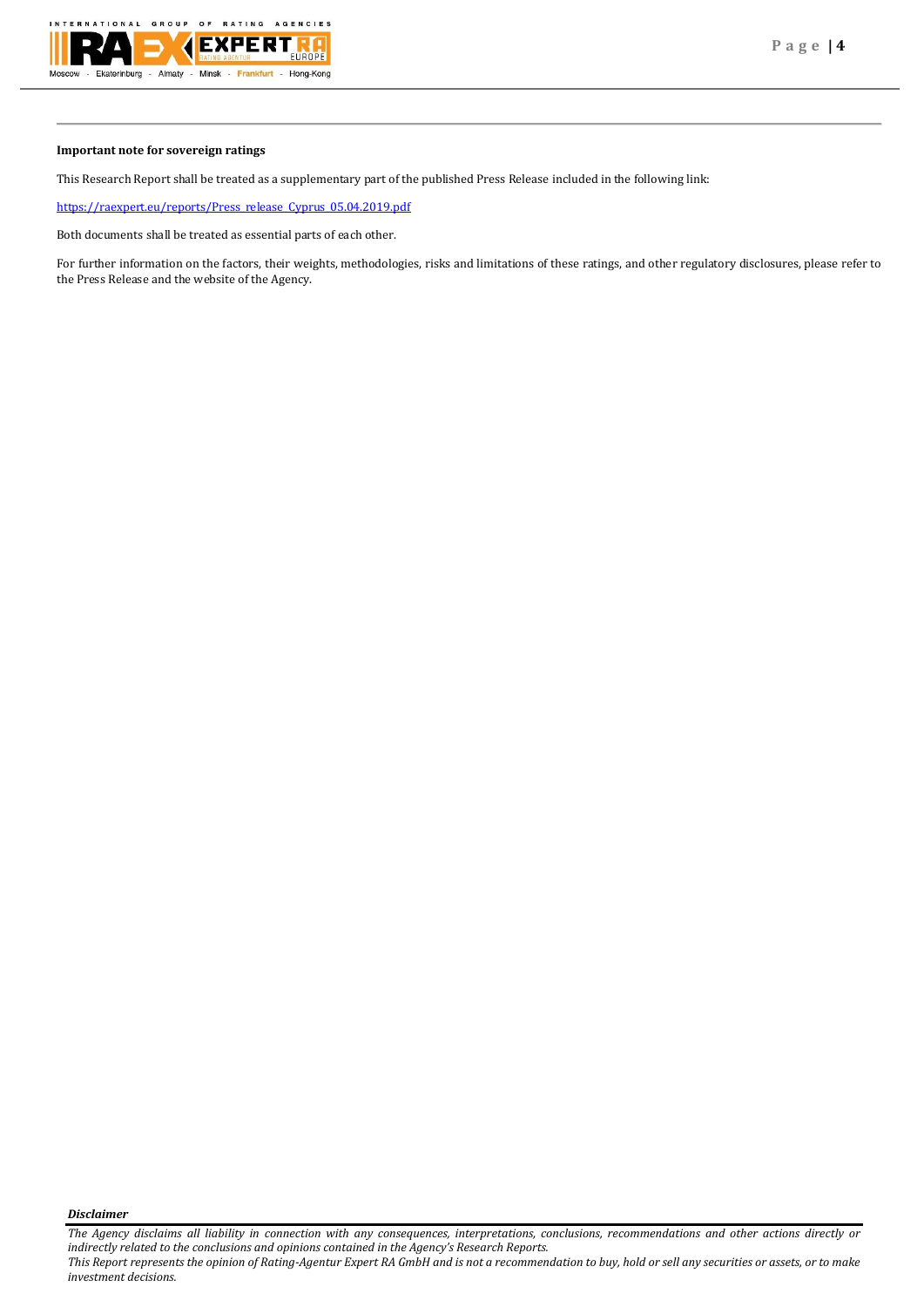**Important note for sovereign ratings**

This Research Report shall be treated as a supplementary part of the published Press Release included in the following link:

https://raexpert.eu/reports/Press_release_Cyprus_05.04.2019.pdf

Both documents shall be treated as essential parts of each other.

For further information on the factors, their weights, methodologies, risks and limitations of these ratings, and other regulatory disclosures, please refer to the Press Release and the website of the Agency.

***Disclaimer***

*The Agency disclaims all liability in connection with any consequences, interpretations, conclusions, recommendations and other actions directly or indirectly related to the conclusions and opinions contained in the Agency's Research Reports.*

*This Report represents the opinion of Rating-Agentur Expert RA GmbH and is not a recommendation to buy, hold or sell any securities or assets, or to make investment decisions.*